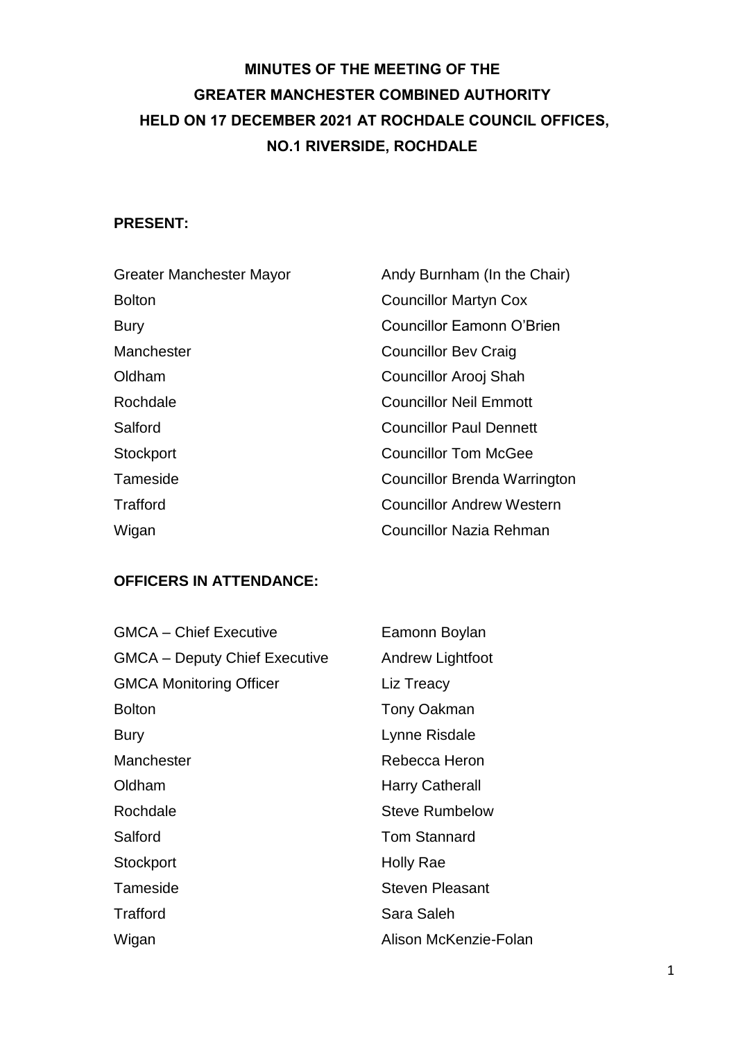# MINUTES OF THE MEETING OF THE GREATER MANCHESTER COMBINED AUTHORITY HELD ON 17 DECEMBER 2021 AT ROCHDALE COUNCIL OFFICES, NO.1 RIVERSIDE, ROCHDALE

**PRESENT:**

| | |
|---|---|
| Greater Manchester Mayor | Andy Burnham (In the Chair) |
| Bolton | Councillor Martyn Cox |
| Bury | Councillor Eamonn O'Brien |
| Manchester | Councillor Bev Craig |
| Oldham | Councillor Arooj Shah |
| Rochdale | Councillor Neil Emmott |
| Salford | Councillor Paul Dennett |
| Stockport | Councillor Tom McGee |
| Tameside | Councillor Brenda Warrington |
| Trafford | Councillor Andrew Western |
| Wigan | Councillor Nazia Rehman |

**OFFICERS IN ATTENDANCE:**

| | |
|---|---|
| GMCA – Chief Executive | Eamonn Boylan |
| GMCA – Deputy Chief Executive | Andrew Lightfoot |
| GMCA Monitoring Officer | Liz Treacy |
| Bolton | Tony Oakman |
| Bury | Lynne Risdale |
| Manchester | Rebecca Heron |
| Oldham | Harry Catherall |
| Rochdale | Steve Rumbelow |
| Salford | Tom Stannard |
| Stockport | Holly Rae |
| Tameside | Steven Pleasant |
| Trafford | Sara Saleh |
| Wigan | Alison McKenzie-Folan |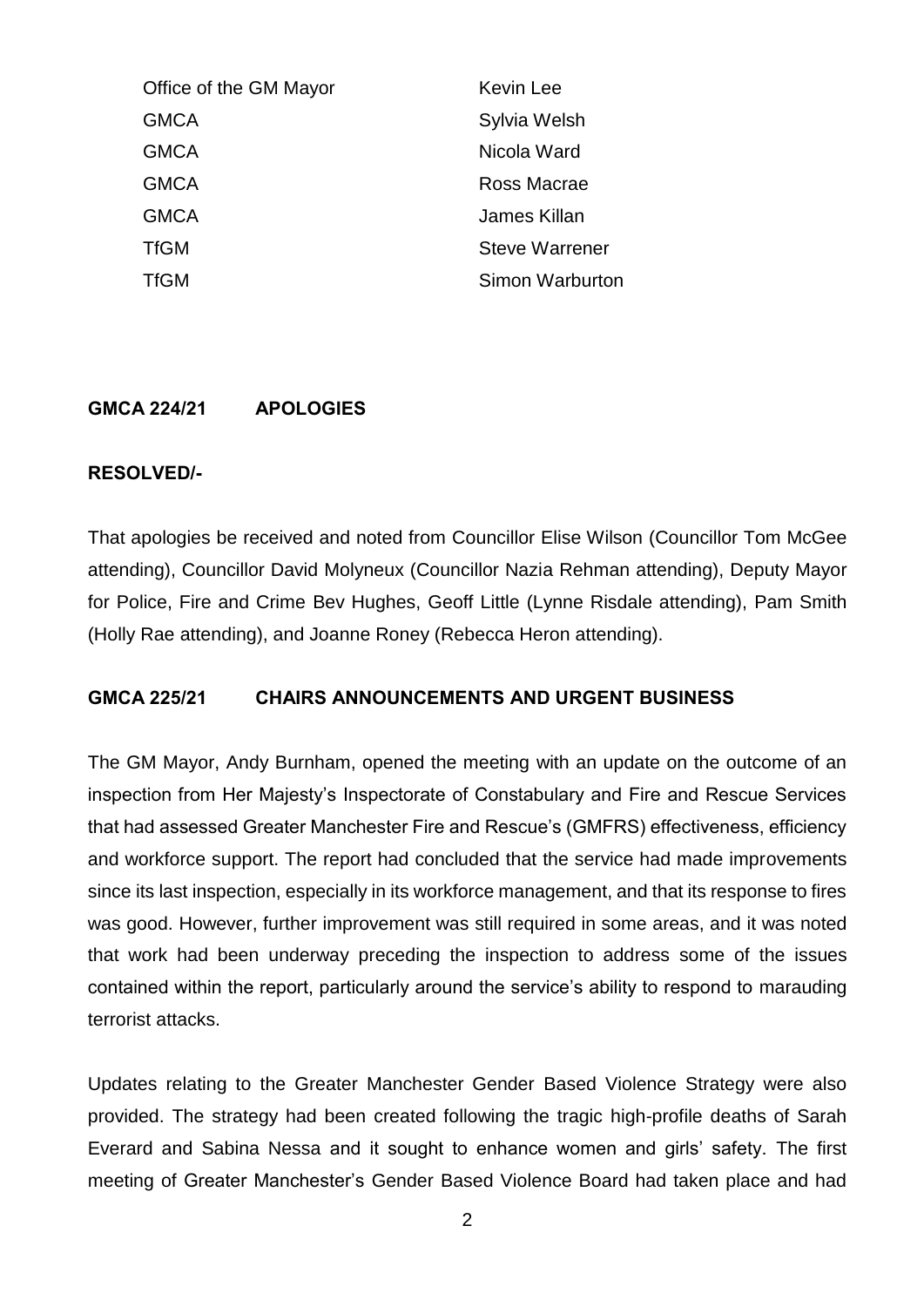| | |
|---|---|
| Office of the GM Mayor | Kevin Lee |
| GMCA | Sylvia Welsh |
| GMCA | Nicola Ward |
| GMCA | Ross Macrae |
| GMCA | James Killan |
| TfGM | Steve Warrener |
| TfGM | Simon Warburton |

**GMCA 224/21 APOLOGIES**

**RESOLVED/-**

That apologies be received and noted from Councillor Elise Wilson (Councillor Tom McGee attending), Councillor David Molyneux (Councillor Nazia Rehman attending), Deputy Mayor for Police, Fire and Crime Bev Hughes, Geoff Little (Lynne Risdale attending), Pam Smith (Holly Rae attending), and Joanne Roney (Rebecca Heron attending).

**GMCA 225/21 CHAIRS ANNOUNCEMENTS AND URGENT BUSINESS**

The GM Mayor, Andy Burnham, opened the meeting with an update on the outcome of an inspection from Her Majesty's Inspectorate of Constabulary and Fire and Rescue Services that had assessed Greater Manchester Fire and Rescue's (GMFRS) effectiveness, efficiency and workforce support. The report had concluded that the service had made improvements since its last inspection, especially in its workforce management, and that its response to fires was good. However, further improvement was still required in some areas, and it was noted that work had been underway preceding the inspection to address some of the issues contained within the report, particularly around the service's ability to respond to marauding terrorist attacks.

Updates relating to the Greater Manchester Gender Based Violence Strategy were also provided. The strategy had been created following the tragic high-profile deaths of Sarah Everard and Sabina Nessa and it sought to enhance women and girls' safety. The first meeting of Greater Manchester's Gender Based Violence Board had taken place and had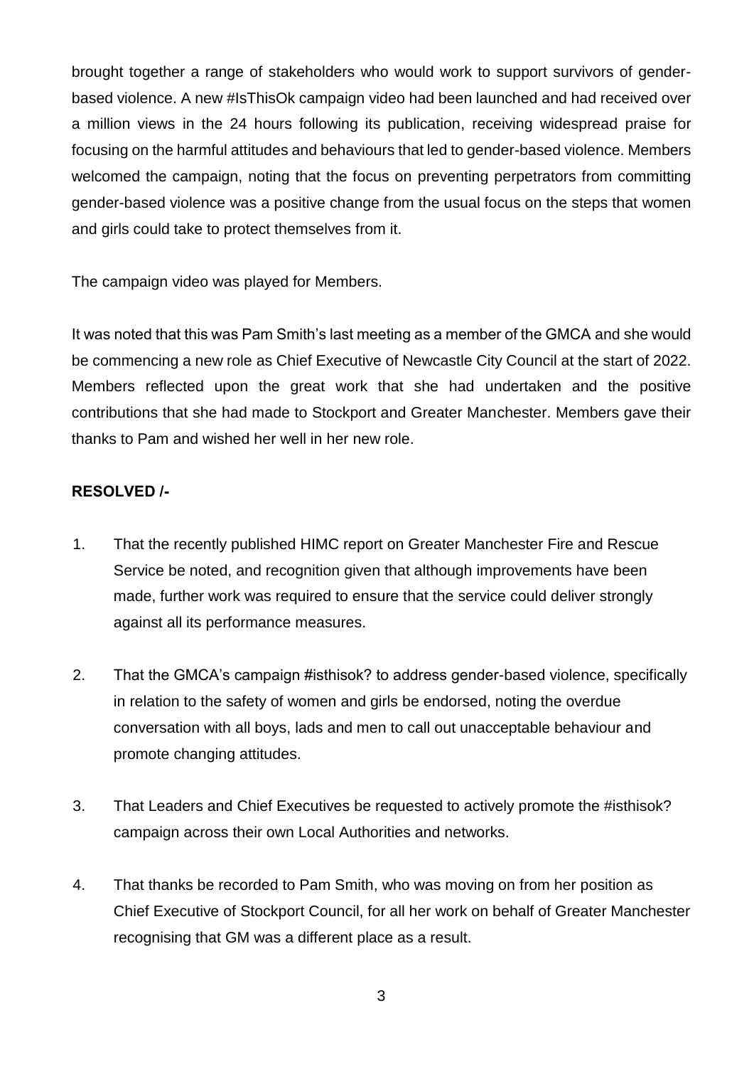brought together a range of stakeholders who would work to support survivors of gender-based violence. A new #IsThisOk campaign video had been launched and had received over a million views in the 24 hours following its publication, receiving widespread praise for focusing on the harmful attitudes and behaviours that led to gender-based violence. Members welcomed the campaign, noting that the focus on preventing perpetrators from committing gender-based violence was a positive change from the usual focus on the steps that women and girls could take to protect themselves from it.

The campaign video was played for Members.

It was noted that this was Pam Smith's last meeting as a member of the GMCA and she would be commencing a new role as Chief Executive of Newcastle City Council at the start of 2022. Members reflected upon the great work that she had undertaken and the positive contributions that she had made to Stockport and Greater Manchester. Members gave their thanks to Pam and wished her well in her new role.

**RESOLVED /-**

1. That the recently published HIMC report on Greater Manchester Fire and Rescue Service be noted, and recognition given that although improvements have been made, further work was required to ensure that the service could deliver strongly against all its performance measures.

2. That the GMCA's campaign #isthisok? to address gender-based violence, specifically in relation to the safety of women and girls be endorsed, noting the overdue conversation with all boys, lads and men to call out unacceptable behaviour and promote changing attitudes.

3. That Leaders and Chief Executives be requested to actively promote the #isthisok? campaign across their own Local Authorities and networks.

4. That thanks be recorded to Pam Smith, who was moving on from her position as Chief Executive of Stockport Council, for all her work on behalf of Greater Manchester recognising that GM was a different place as a result.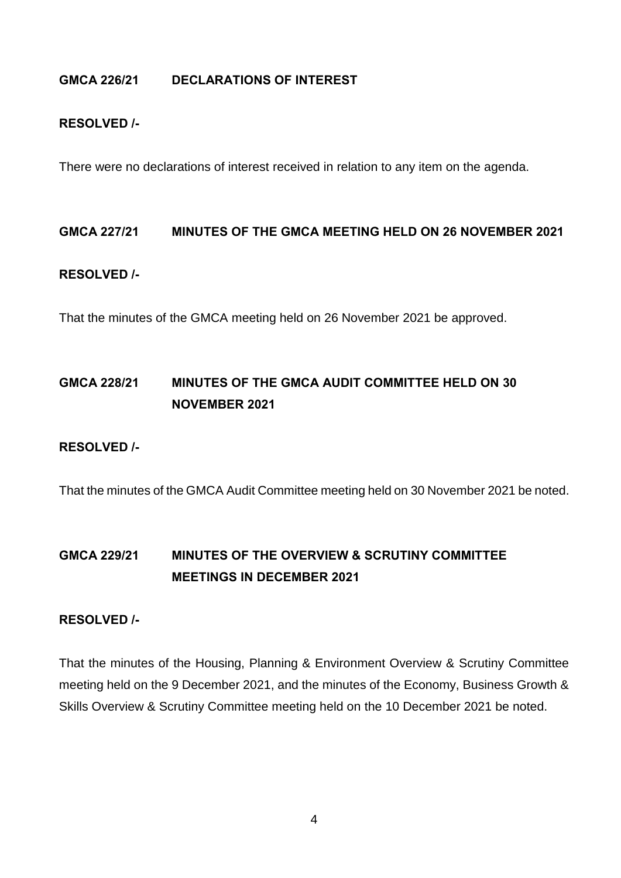**GMCA 226/21 DECLARATIONS OF INTEREST**

**RESOLVED /-**

There were no declarations of interest received in relation to any item on the agenda.

**GMCA 227/21 MINUTES OF THE GMCA MEETING HELD ON 26 NOVEMBER 2021**

**RESOLVED /-**

That the minutes of the GMCA meeting held on 26 November 2021 be approved.

**GMCA 228/21 MINUTES OF THE GMCA AUDIT COMMITTEE HELD ON 30 NOVEMBER 2021**

**RESOLVED /-**

That the minutes of the GMCA Audit Committee meeting held on 30 November 2021 be noted.

**GMCA 229/21 MINUTES OF THE OVERVIEW & SCRUTINY COMMITTEE MEETINGS IN DECEMBER 2021**

**RESOLVED /-**

That the minutes of the Housing, Planning & Environment Overview & Scrutiny Committee meeting held on the 9 December 2021, and the minutes of the Economy, Business Growth & Skills Overview & Scrutiny Committee meeting held on the 10 December 2021 be noted.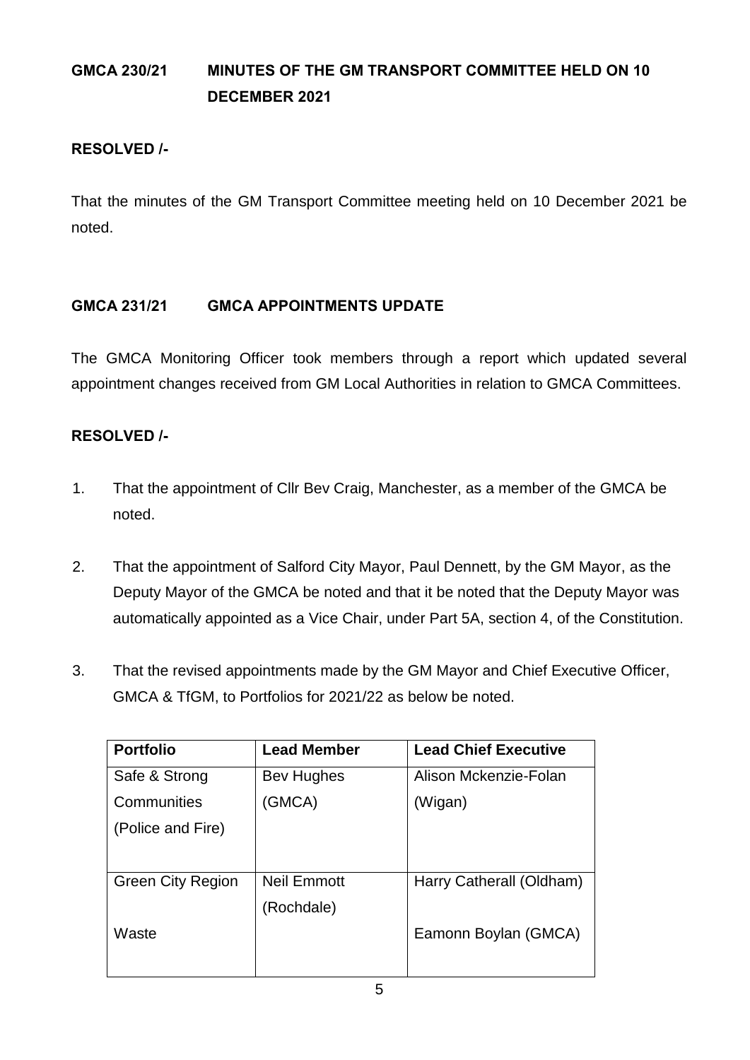**GMCA 230/21 MINUTES OF THE GM TRANSPORT COMMITTEE HELD ON 10 DECEMBER 2021**

**RESOLVED /-**

That the minutes of the GM Transport Committee meeting held on 10 December 2021 be noted.

**GMCA 231/21 GMCA APPOINTMENTS UPDATE**

The GMCA Monitoring Officer took members through a report which updated several appointment changes received from GM Local Authorities in relation to GMCA Committees.

**RESOLVED /-**

1. That the appointment of Cllr Bev Craig, Manchester, as a member of the GMCA be noted.

2. That the appointment of Salford City Mayor, Paul Dennett, by the GM Mayor, as the Deputy Mayor of the GMCA be noted and that it be noted that the Deputy Mayor was automatically appointed as a Vice Chair, under Part 5A, section 4, of the Constitution.

3. That the revised appointments made by the GM Mayor and Chief Executive Officer, GMCA & TfGM, to Portfolios for 2021/22 as below be noted.

| Portfolio | Lead Member | Lead Chief Executive |
|---|---|---|
| Safe & Strong Communities (Police and Fire) | Bev Hughes (GMCA) | Alison Mckenzie-Folan (Wigan) |
| Green City Region<br><br>Waste | Neil Emmott (Rochdale) | Harry Catherall (Oldham)<br><br>Eamonn Boylan (GMCA) |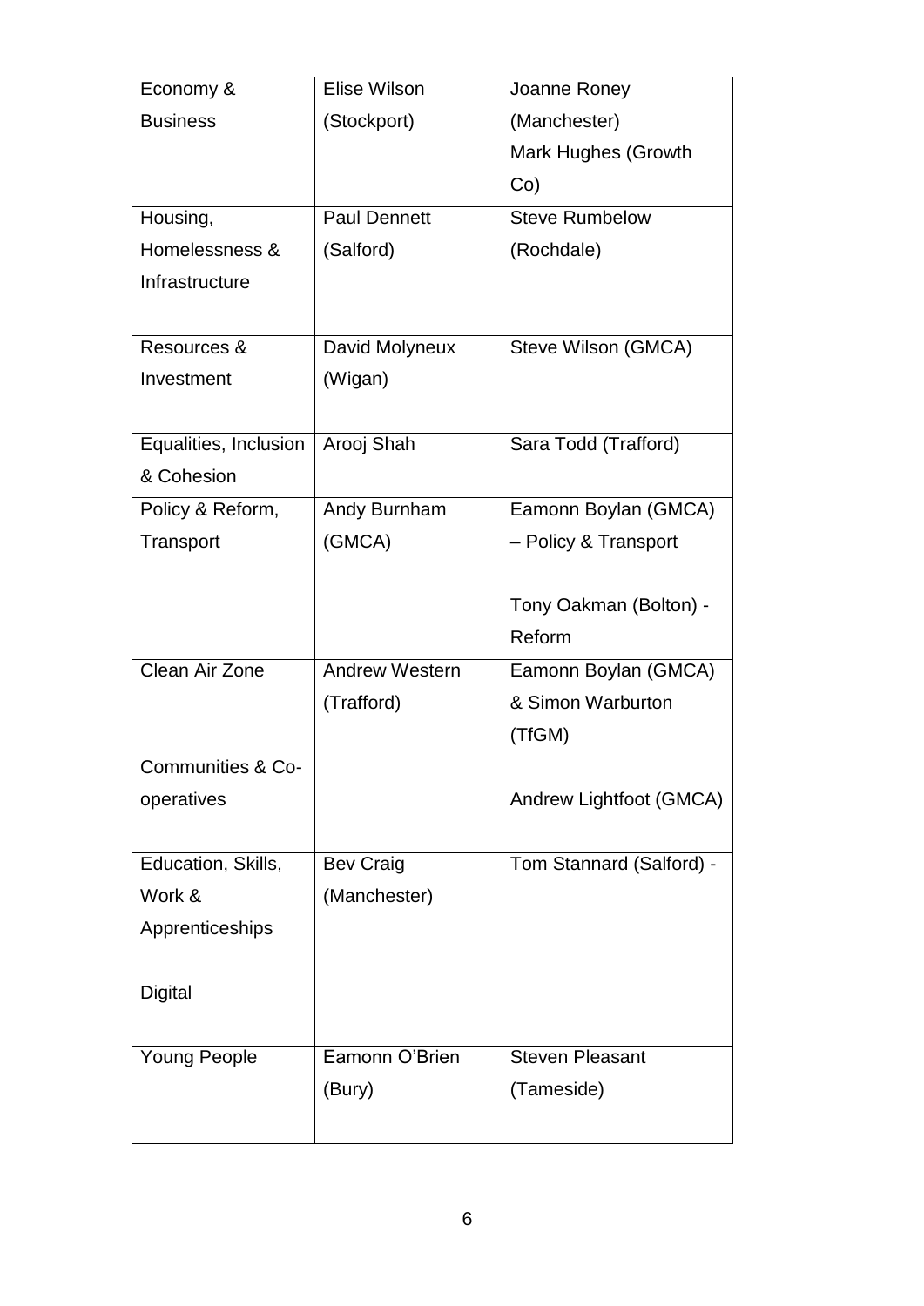| Economy & Business | Elise Wilson (Stockport) | Joanne Roney (Manchester)<br>Mark Hughes (Growth Co) |
|---|---|---|
| Housing, Homelessness & Infrastructure | Paul Dennett (Salford) | Steve Rumbelow (Rochdale) |
| Resources & Investment | David Molyneux (Wigan) | Steve Wilson (GMCA) |
| Equalities, Inclusion & Cohesion | Arooj Shah | Sara Todd (Trafford) |
| Policy & Reform, Transport | Andy Burnham (GMCA) | Eamonn Boylan (GMCA) – Policy & Transport<br><br>Tony Oakman (Bolton) - Reform |
| Clean Air Zone<br><br>Communities & Co-operatives | Andrew Western (Trafford) | Eamonn Boylan (GMCA) & Simon Warburton (TfGM)<br><br>Andrew Lightfoot (GMCA) |
| Education, Skills, Work & Apprenticeships<br><br>Digital | Bev Craig (Manchester) | Tom Stannard (Salford) - |
| Young People | Eamonn O'Brien (Bury) | Steven Pleasant (Tameside) |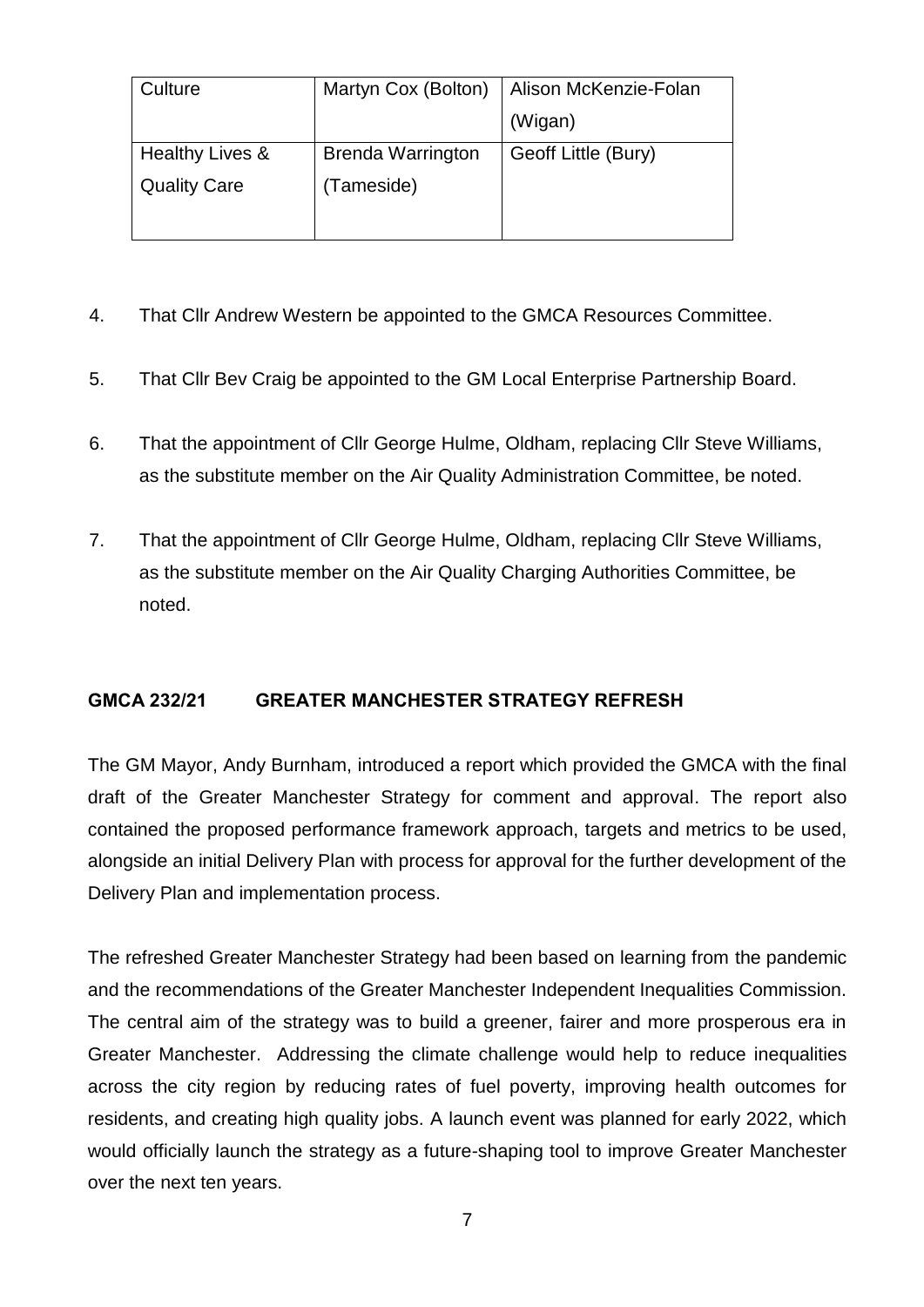| Culture | Martyn Cox (Bolton) | Alison McKenzie-Folan (Wigan) |
|---|---|---|
| Healthy Lives & Quality Care | Brenda Warrington (Tameside) | Geoff Little (Bury) |

4. That Cllr Andrew Western be appointed to the GMCA Resources Committee.

5. That Cllr Bev Craig be appointed to the GM Local Enterprise Partnership Board.

6. That the appointment of Cllr George Hulme, Oldham, replacing Cllr Steve Williams, as the substitute member on the Air Quality Administration Committee, be noted.

7. That the appointment of Cllr George Hulme, Oldham, replacing Cllr Steve Williams, as the substitute member on the Air Quality Charging Authorities Committee, be noted.

**GMCA 232/21 GREATER MANCHESTER STRATEGY REFRESH**

The GM Mayor, Andy Burnham, introduced a report which provided the GMCA with the final draft of the Greater Manchester Strategy for comment and approval. The report also contained the proposed performance framework approach, targets and metrics to be used, alongside an initial Delivery Plan with process for approval for the further development of the Delivery Plan and implementation process.

The refreshed Greater Manchester Strategy had been based on learning from the pandemic and the recommendations of the Greater Manchester Independent Inequalities Commission. The central aim of the strategy was to build a greener, fairer and more prosperous era in Greater Manchester. Addressing the climate challenge would help to reduce inequalities across the city region by reducing rates of fuel poverty, improving health outcomes for residents, and creating high quality jobs. A launch event was planned for early 2022, which would officially launch the strategy as a future-shaping tool to improve Greater Manchester over the next ten years.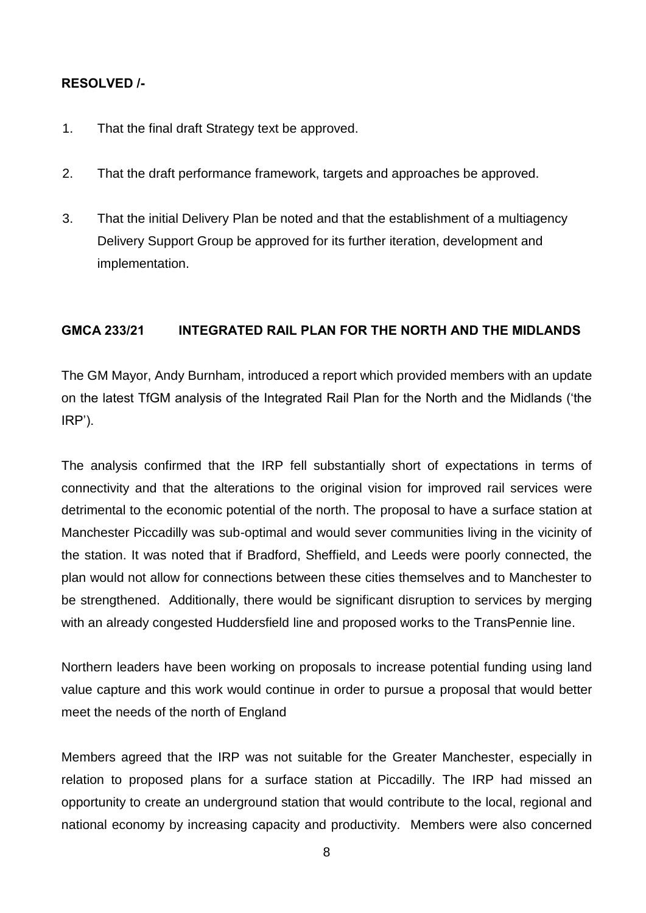**RESOLVED /-**

1. That the final draft Strategy text be approved.

2. That the draft performance framework, targets and approaches be approved.

3. That the initial Delivery Plan be noted and that the establishment of a multiagency Delivery Support Group be approved for its further iteration, development and implementation.

**GMCA 233/21 INTEGRATED RAIL PLAN FOR THE NORTH AND THE MIDLANDS**

The GM Mayor, Andy Burnham, introduced a report which provided members with an update on the latest TfGM analysis of the Integrated Rail Plan for the North and the Midlands ('the IRP').

The analysis confirmed that the IRP fell substantially short of expectations in terms of connectivity and that the alterations to the original vision for improved rail services were detrimental to the economic potential of the north. The proposal to have a surface station at Manchester Piccadilly was sub-optimal and would sever communities living in the vicinity of the station. It was noted that if Bradford, Sheffield, and Leeds were poorly connected, the plan would not allow for connections between these cities themselves and to Manchester to be strengthened. Additionally, there would be significant disruption to services by merging with an already congested Huddersfield line and proposed works to the TransPennie line.

Northern leaders have been working on proposals to increase potential funding using land value capture and this work would continue in order to pursue a proposal that would better meet the needs of the north of England

Members agreed that the IRP was not suitable for the Greater Manchester, especially in relation to proposed plans for a surface station at Piccadilly. The IRP had missed an opportunity to create an underground station that would contribute to the local, regional and national economy by increasing capacity and productivity. Members were also concerned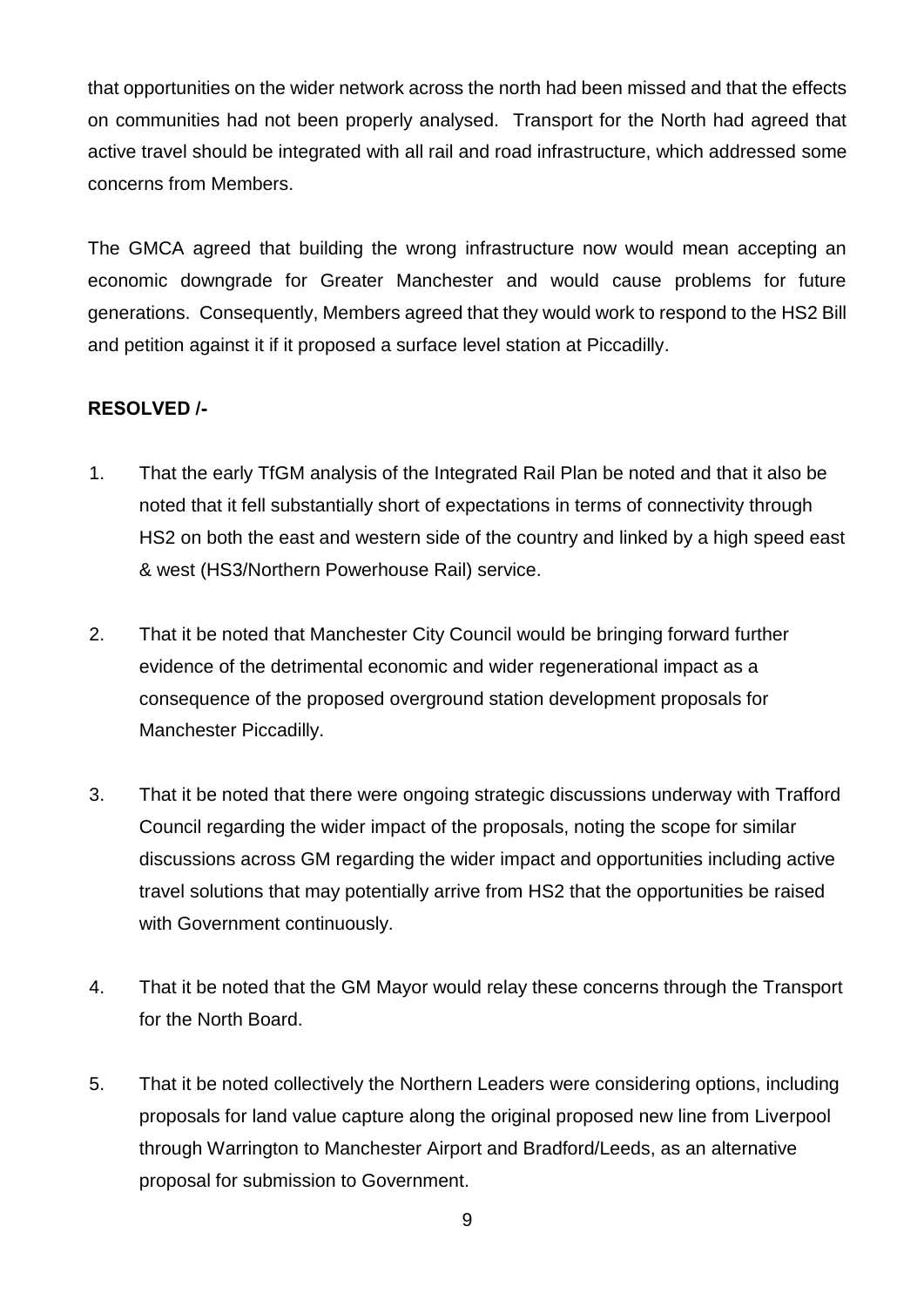that opportunities on the wider network across the north had been missed and that the effects on communities had not been properly analysed. Transport for the North had agreed that active travel should be integrated with all rail and road infrastructure, which addressed some concerns from Members.

The GMCA agreed that building the wrong infrastructure now would mean accepting an economic downgrade for Greater Manchester and would cause problems for future generations. Consequently, Members agreed that they would work to respond to the HS2 Bill and petition against it if it proposed a surface level station at Piccadilly.

**RESOLVED /-**

1. That the early TfGM analysis of the Integrated Rail Plan be noted and that it also be noted that it fell substantially short of expectations in terms of connectivity through HS2 on both the east and western side of the country and linked by a high speed east & west (HS3/Northern Powerhouse Rail) service.

2. That it be noted that Manchester City Council would be bringing forward further evidence of the detrimental economic and wider regenerational impact as a consequence of the proposed overground station development proposals for Manchester Piccadilly.

3. That it be noted that there were ongoing strategic discussions underway with Trafford Council regarding the wider impact of the proposals, noting the scope for similar discussions across GM regarding the wider impact and opportunities including active travel solutions that may potentially arrive from HS2 that the opportunities be raised with Government continuously.

4. That it be noted that the GM Mayor would relay these concerns through the Transport for the North Board.

5. That it be noted collectively the Northern Leaders were considering options, including proposals for land value capture along the original proposed new line from Liverpool through Warrington to Manchester Airport and Bradford/Leeds, as an alternative proposal for submission to Government.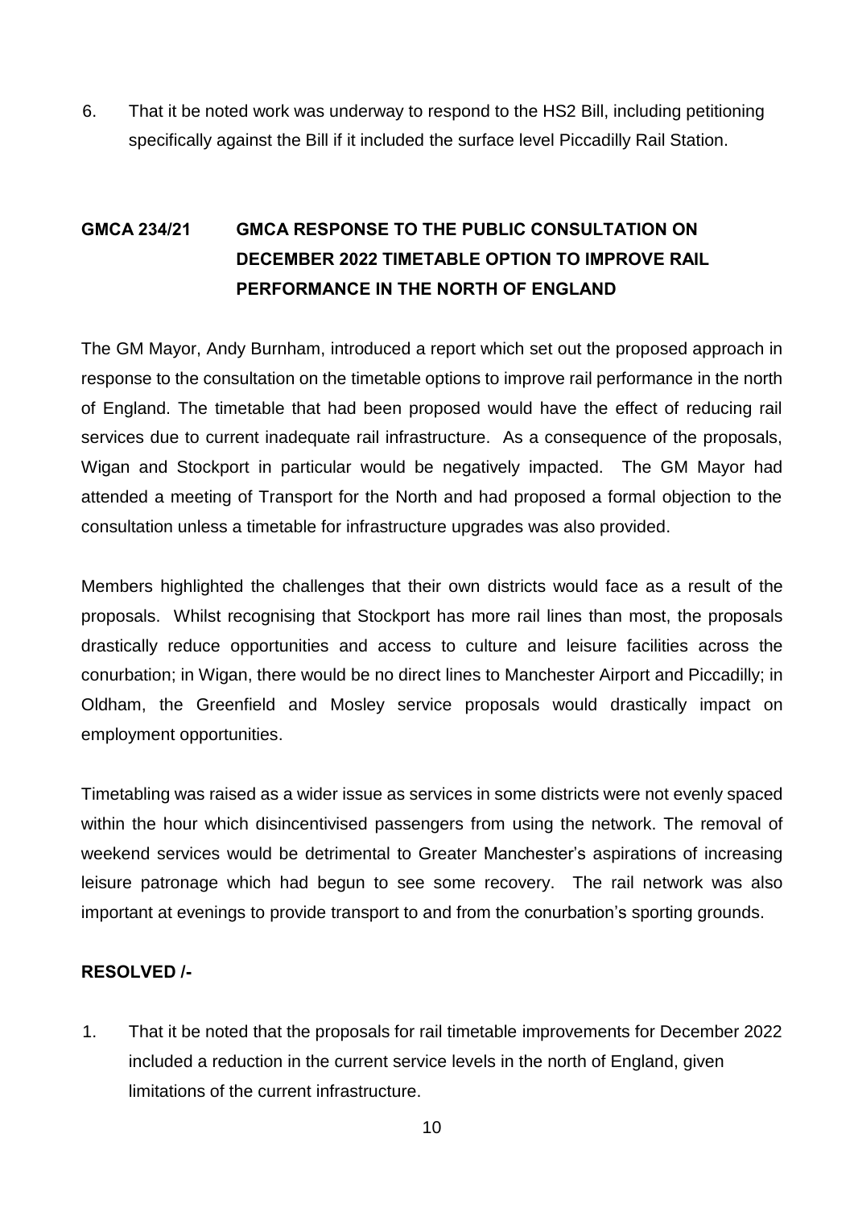6. That it be noted work was underway to respond to the HS2 Bill, including petitioning specifically against the Bill if it included the surface level Piccadilly Rail Station.

## GMCA 234/21 GMCA RESPONSE TO THE PUBLIC CONSULTATION ON DECEMBER 2022 TIMETABLE OPTION TO IMPROVE RAIL PERFORMANCE IN THE NORTH OF ENGLAND

The GM Mayor, Andy Burnham, introduced a report which set out the proposed approach in response to the consultation on the timetable options to improve rail performance in the north of England. The timetable that had been proposed would have the effect of reducing rail services due to current inadequate rail infrastructure. As a consequence of the proposals, Wigan and Stockport in particular would be negatively impacted. The GM Mayor had attended a meeting of Transport for the North and had proposed a formal objection to the consultation unless a timetable for infrastructure upgrades was also provided.

Members highlighted the challenges that their own districts would face as a result of the proposals. Whilst recognising that Stockport has more rail lines than most, the proposals drastically reduce opportunities and access to culture and leisure facilities across the conurbation; in Wigan, there would be no direct lines to Manchester Airport and Piccadilly; in Oldham, the Greenfield and Mosley service proposals would drastically impact on employment opportunities.

Timetabling was raised as a wider issue as services in some districts were not evenly spaced within the hour which disincentivised passengers from using the network. The removal of weekend services would be detrimental to Greater Manchester's aspirations of increasing leisure patronage which had begun to see some recovery. The rail network was also important at evenings to provide transport to and from the conurbation's sporting grounds.

**RESOLVED /-**

1. That it be noted that the proposals for rail timetable improvements for December 2022 included a reduction in the current service levels in the north of England, given limitations of the current infrastructure.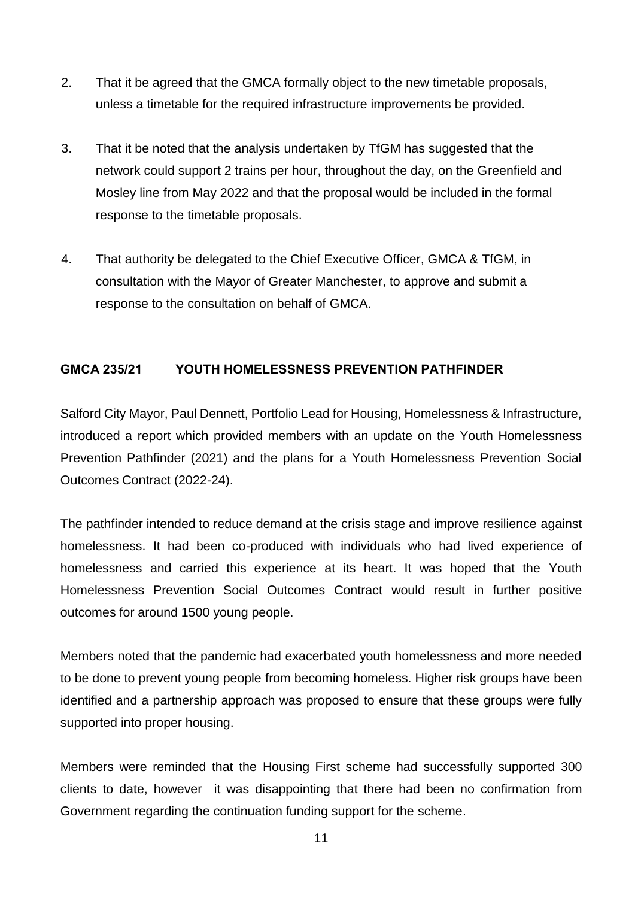2. That it be agreed that the GMCA formally object to the new timetable proposals, unless a timetable for the required infrastructure improvements be provided.

3. That it be noted that the analysis undertaken by TfGM has suggested that the network could support 2 trains per hour, throughout the day, on the Greenfield and Mosley line from May 2022 and that the proposal would be included in the formal response to the timetable proposals.

4. That authority be delegated to the Chief Executive Officer, GMCA & TfGM, in consultation with the Mayor of Greater Manchester, to approve and submit a response to the consultation on behalf of GMCA.

**GMCA 235/21 YOUTH HOMELESSNESS PREVENTION PATHFINDER**

Salford City Mayor, Paul Dennett, Portfolio Lead for Housing, Homelessness & Infrastructure, introduced a report which provided members with an update on the Youth Homelessness Prevention Pathfinder (2021) and the plans for a Youth Homelessness Prevention Social Outcomes Contract (2022-24).

The pathfinder intended to reduce demand at the crisis stage and improve resilience against homelessness. It had been co-produced with individuals who had lived experience of homelessness and carried this experience at its heart. It was hoped that the Youth Homelessness Prevention Social Outcomes Contract would result in further positive outcomes for around 1500 young people.

Members noted that the pandemic had exacerbated youth homelessness and more needed to be done to prevent young people from becoming homeless. Higher risk groups have been identified and a partnership approach was proposed to ensure that these groups were fully supported into proper housing.

Members were reminded that the Housing First scheme had successfully supported 300 clients to date, however it was disappointing that there had been no confirmation from Government regarding the continuation funding support for the scheme.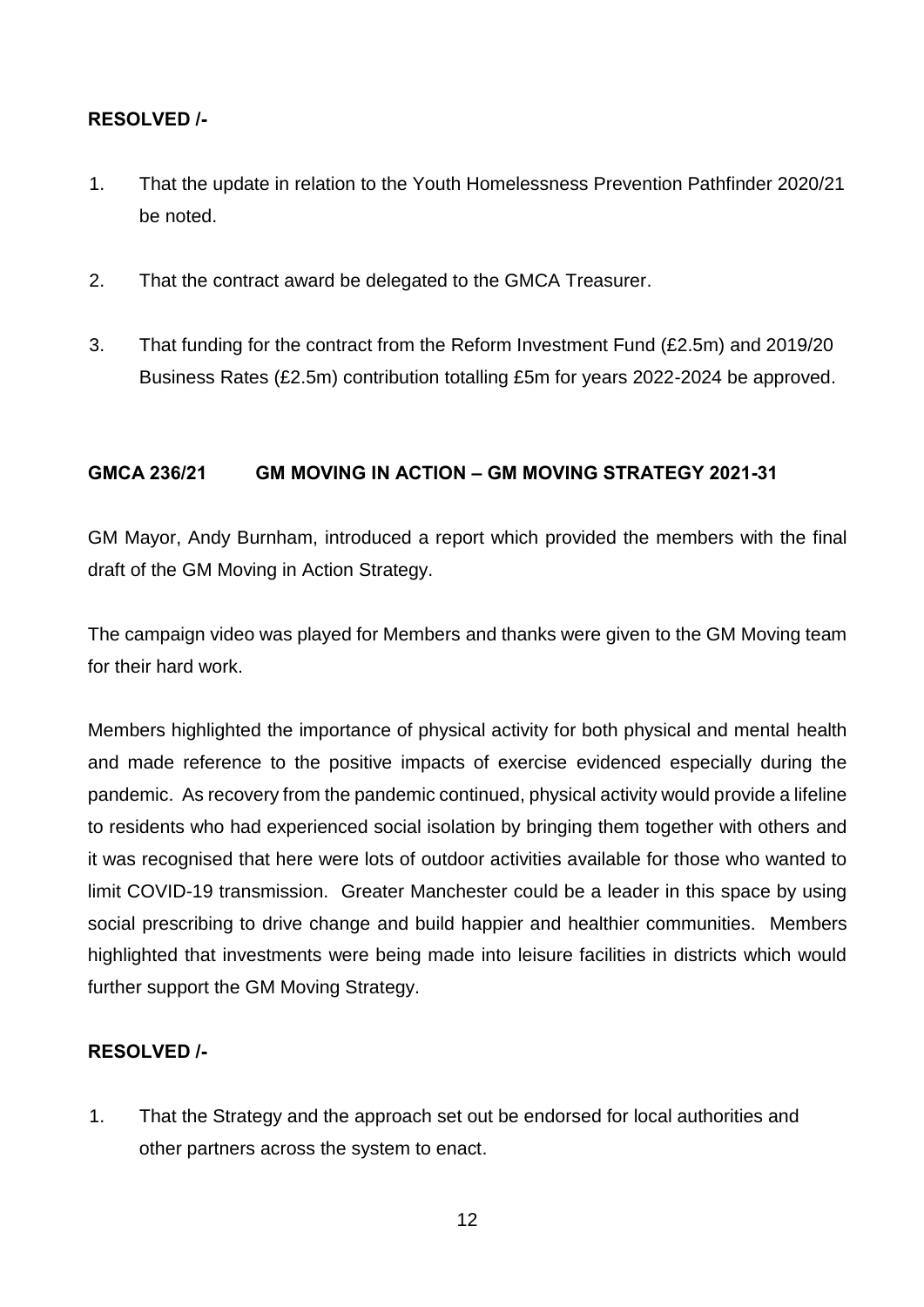**RESOLVED /-**

1. That the update in relation to the Youth Homelessness Prevention Pathfinder 2020/21 be noted.

2. That the contract award be delegated to the GMCA Treasurer.

3. That funding for the contract from the Reform Investment Fund (£2.5m) and 2019/20 Business Rates (£2.5m) contribution totalling £5m for years 2022-2024 be approved.

**GMCA 236/21 GM MOVING IN ACTION – GM MOVING STRATEGY 2021-31**

GM Mayor, Andy Burnham, introduced a report which provided the members with the final draft of the GM Moving in Action Strategy.

The campaign video was played for Members and thanks were given to the GM Moving team for their hard work.

Members highlighted the importance of physical activity for both physical and mental health and made reference to the positive impacts of exercise evidenced especially during the pandemic. As recovery from the pandemic continued, physical activity would provide a lifeline to residents who had experienced social isolation by bringing them together with others and it was recognised that here were lots of outdoor activities available for those who wanted to limit COVID-19 transmission. Greater Manchester could be a leader in this space by using social prescribing to drive change and build happier and healthier communities. Members highlighted that investments were being made into leisure facilities in districts which would further support the GM Moving Strategy.

**RESOLVED /-**

1. That the Strategy and the approach set out be endorsed for local authorities and other partners across the system to enact.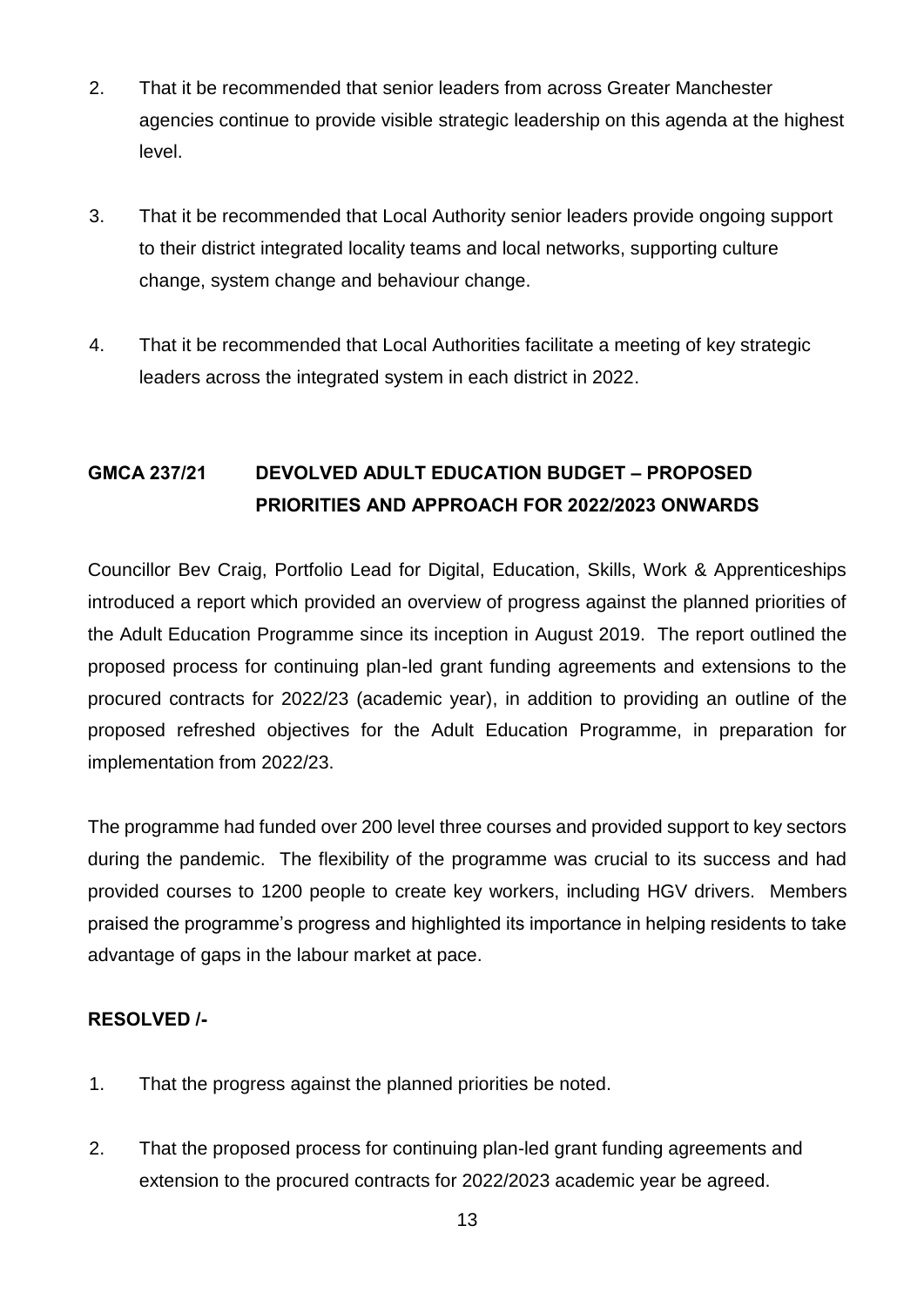2. That it be recommended that senior leaders from across Greater Manchester agencies continue to provide visible strategic leadership on this agenda at the highest level.

3. That it be recommended that Local Authority senior leaders provide ongoing support to their district integrated locality teams and local networks, supporting culture change, system change and behaviour change.

4. That it be recommended that Local Authorities facilitate a meeting of key strategic leaders across the integrated system in each district in 2022.

## GMCA 237/21 DEVOLVED ADULT EDUCATION BUDGET – PROPOSED PRIORITIES AND APPROACH FOR 2022/2023 ONWARDS

Councillor Bev Craig, Portfolio Lead for Digital, Education, Skills, Work & Apprenticeships introduced a report which provided an overview of progress against the planned priorities of the Adult Education Programme since its inception in August 2019. The report outlined the proposed process for continuing plan-led grant funding agreements and extensions to the procured contracts for 2022/23 (academic year), in addition to providing an outline of the proposed refreshed objectives for the Adult Education Programme, in preparation for implementation from 2022/23.

The programme had funded over 200 level three courses and provided support to key sectors during the pandemic. The flexibility of the programme was crucial to its success and had provided courses to 1200 people to create key workers, including HGV drivers. Members praised the programme's progress and highlighted its importance in helping residents to take advantage of gaps in the labour market at pace.

**RESOLVED /-**

1. That the progress against the planned priorities be noted.

2. That the proposed process for continuing plan-led grant funding agreements and extension to the procured contracts for 2022/2023 academic year be agreed.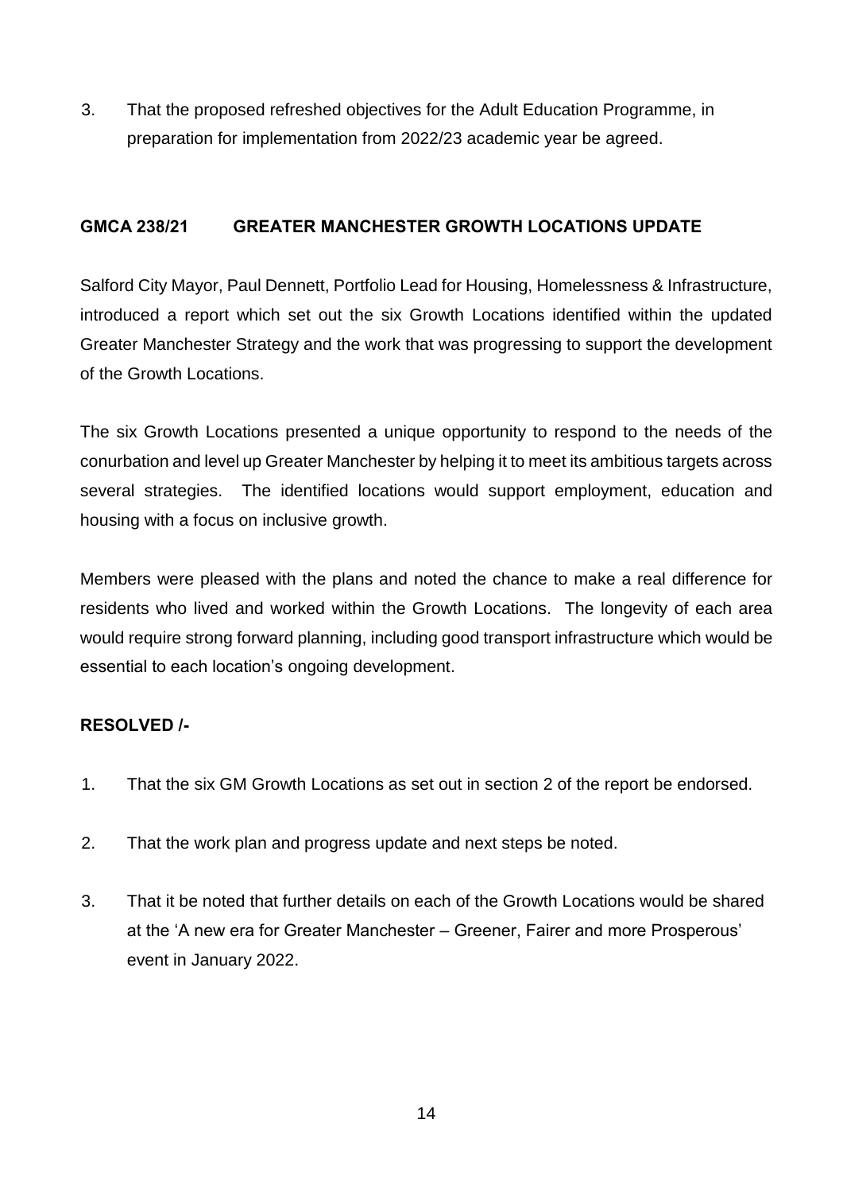3. That the proposed refreshed objectives for the Adult Education Programme, in preparation for implementation from 2022/23 academic year be agreed.

## GMCA 238/21 GREATER MANCHESTER GROWTH LOCATIONS UPDATE

Salford City Mayor, Paul Dennett, Portfolio Lead for Housing, Homelessness & Infrastructure, introduced a report which set out the six Growth Locations identified within the updated Greater Manchester Strategy and the work that was progressing to support the development of the Growth Locations.

The six Growth Locations presented a unique opportunity to respond to the needs of the conurbation and level up Greater Manchester by helping it to meet its ambitious targets across several strategies. The identified locations would support employment, education and housing with a focus on inclusive growth.

Members were pleased with the plans and noted the chance to make a real difference for residents who lived and worked within the Growth Locations. The longevity of each area would require strong forward planning, including good transport infrastructure which would be essential to each location's ongoing development.

**RESOLVED /-**

1. That the six GM Growth Locations as set out in section 2 of the report be endorsed.

2. That the work plan and progress update and next steps be noted.

3. That it be noted that further details on each of the Growth Locations would be shared at the 'A new era for Greater Manchester – Greener, Fairer and more Prosperous' event in January 2022.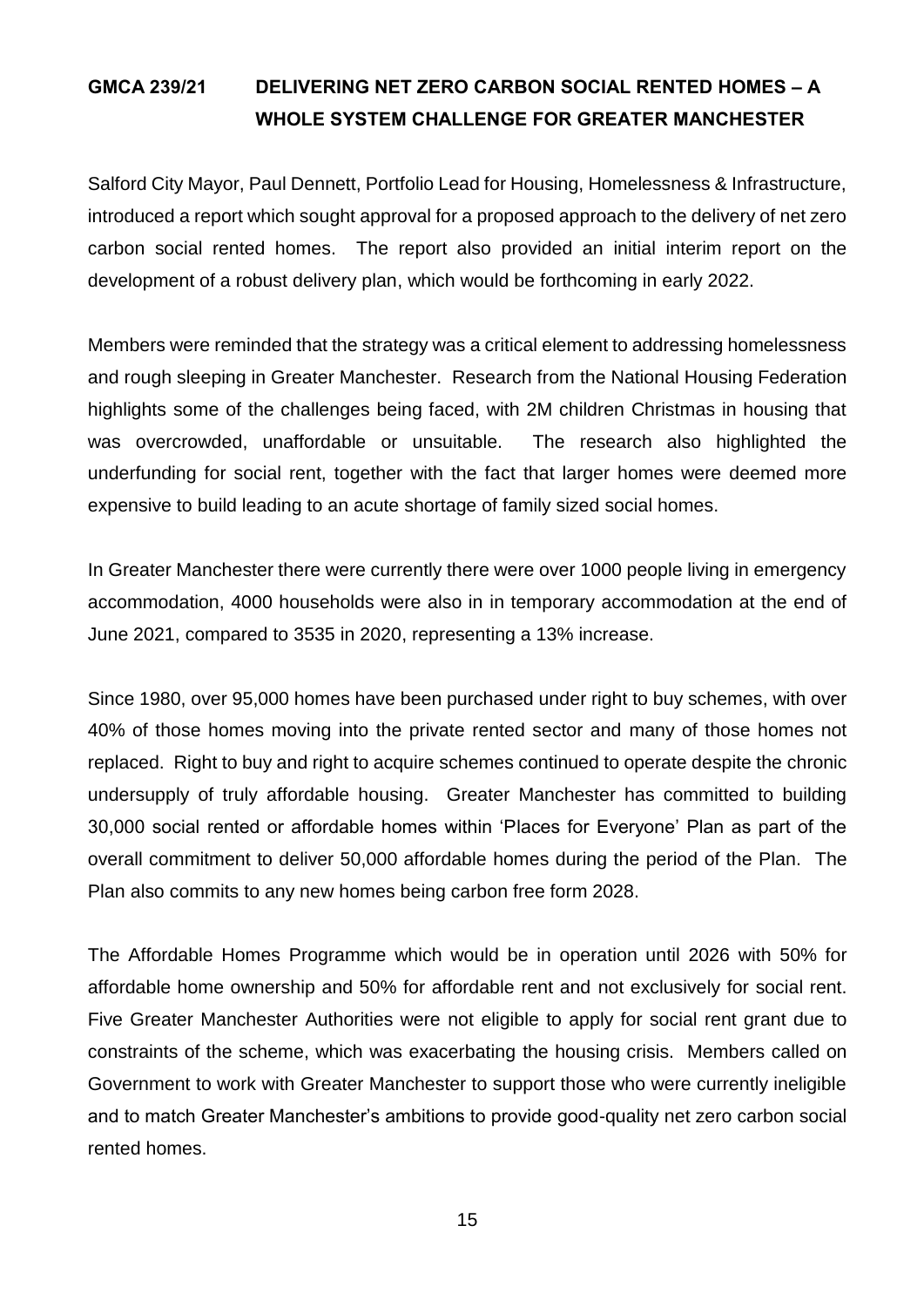**GMCA 239/21 DELIVERING NET ZERO CARBON SOCIAL RENTED HOMES – A WHOLE SYSTEM CHALLENGE FOR GREATER MANCHESTER**

Salford City Mayor, Paul Dennett, Portfolio Lead for Housing, Homelessness & Infrastructure, introduced a report which sought approval for a proposed approach to the delivery of net zero carbon social rented homes. The report also provided an initial interim report on the development of a robust delivery plan, which would be forthcoming in early 2022.

Members were reminded that the strategy was a critical element to addressing homelessness and rough sleeping in Greater Manchester. Research from the National Housing Federation highlights some of the challenges being faced, with 2M children Christmas in housing that was overcrowded, unaffordable or unsuitable. The research also highlighted the underfunding for social rent, together with the fact that larger homes were deemed more expensive to build leading to an acute shortage of family sized social homes.

In Greater Manchester there were currently there were over 1000 people living in emergency accommodation, 4000 households were also in in temporary accommodation at the end of June 2021, compared to 3535 in 2020, representing a 13% increase.

Since 1980, over 95,000 homes have been purchased under right to buy schemes, with over 40% of those homes moving into the private rented sector and many of those homes not replaced. Right to buy and right to acquire schemes continued to operate despite the chronic undersupply of truly affordable housing. Greater Manchester has committed to building 30,000 social rented or affordable homes within 'Places for Everyone' Plan as part of the overall commitment to deliver 50,000 affordable homes during the period of the Plan. The Plan also commits to any new homes being carbon free form 2028.

The Affordable Homes Programme which would be in operation until 2026 with 50% for affordable home ownership and 50% for affordable rent and not exclusively for social rent. Five Greater Manchester Authorities were not eligible to apply for social rent grant due to constraints of the scheme, which was exacerbating the housing crisis. Members called on Government to work with Greater Manchester to support those who were currently ineligible and to match Greater Manchester's ambitions to provide good-quality net zero carbon social rented homes.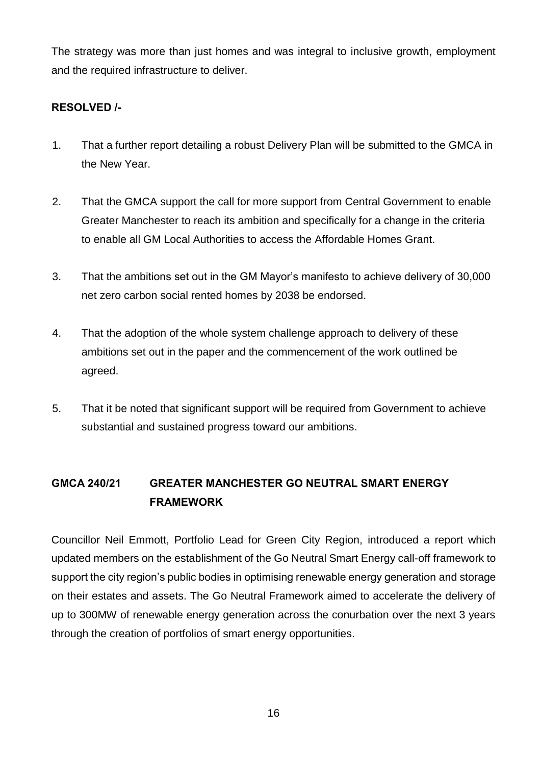The strategy was more than just homes and was integral to inclusive growth, employment and the required infrastructure to deliver.

**RESOLVED /-**

1. That a further report detailing a robust Delivery Plan will be submitted to the GMCA in the New Year.

2. That the GMCA support the call for more support from Central Government to enable Greater Manchester to reach its ambition and specifically for a change in the criteria to enable all GM Local Authorities to access the Affordable Homes Grant.

3. That the ambitions set out in the GM Mayor's manifesto to achieve delivery of 30,000 net zero carbon social rented homes by 2038 be endorsed.

4. That the adoption of the whole system challenge approach to delivery of these ambitions set out in the paper and the commencement of the work outlined be agreed.

5. That it be noted that significant support will be required from Government to achieve substantial and sustained progress toward our ambitions.

## GMCA 240/21 GREATER MANCHESTER GO NEUTRAL SMART ENERGY FRAMEWORK

Councillor Neil Emmott, Portfolio Lead for Green City Region, introduced a report which updated members on the establishment of the Go Neutral Smart Energy call-off framework to support the city region's public bodies in optimising renewable energy generation and storage on their estates and assets. The Go Neutral Framework aimed to accelerate the delivery of up to 300MW of renewable energy generation across the conurbation over the next 3 years through the creation of portfolios of smart energy opportunities.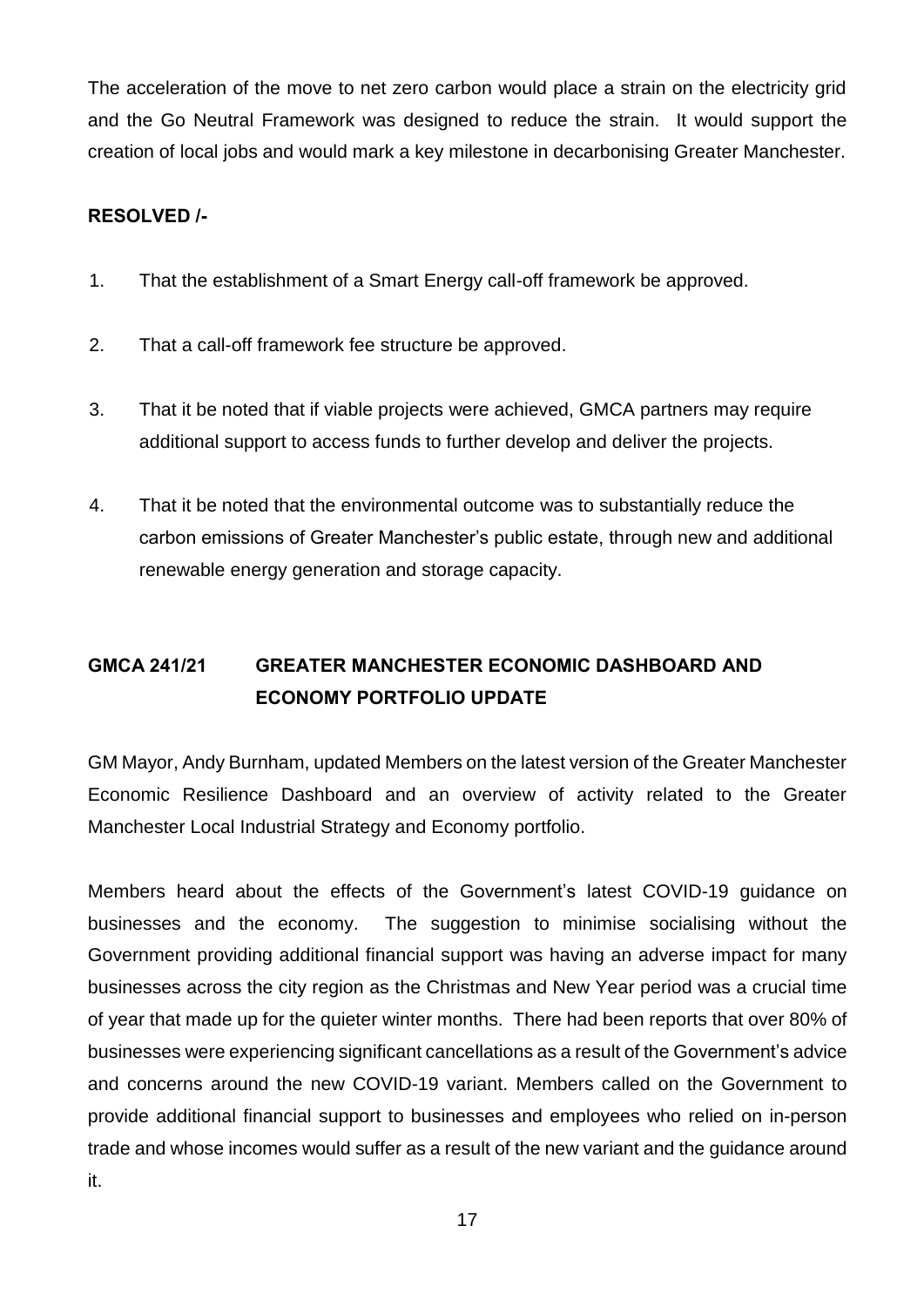The acceleration of the move to net zero carbon would place a strain on the electricity grid and the Go Neutral Framework was designed to reduce the strain. It would support the creation of local jobs and would mark a key milestone in decarbonising Greater Manchester.

**RESOLVED /-**

1. That the establishment of a Smart Energy call-off framework be approved.

2. That a call-off framework fee structure be approved.

3. That it be noted that if viable projects were achieved, GMCA partners may require additional support to access funds to further develop and deliver the projects.

4. That it be noted that the environmental outcome was to substantially reduce the carbon emissions of Greater Manchester's public estate, through new and additional renewable energy generation and storage capacity.

## GMCA 241/21 GREATER MANCHESTER ECONOMIC DASHBOARD AND ECONOMY PORTFOLIO UPDATE

GM Mayor, Andy Burnham, updated Members on the latest version of the Greater Manchester Economic Resilience Dashboard and an overview of activity related to the Greater Manchester Local Industrial Strategy and Economy portfolio.

Members heard about the effects of the Government's latest COVID-19 guidance on businesses and the economy. The suggestion to minimise socialising without the Government providing additional financial support was having an adverse impact for many businesses across the city region as the Christmas and New Year period was a crucial time of year that made up for the quieter winter months. There had been reports that over 80% of businesses were experiencing significant cancellations as a result of the Government's advice and concerns around the new COVID-19 variant. Members called on the Government to provide additional financial support to businesses and employees who relied on in-person trade and whose incomes would suffer as a result of the new variant and the guidance around it.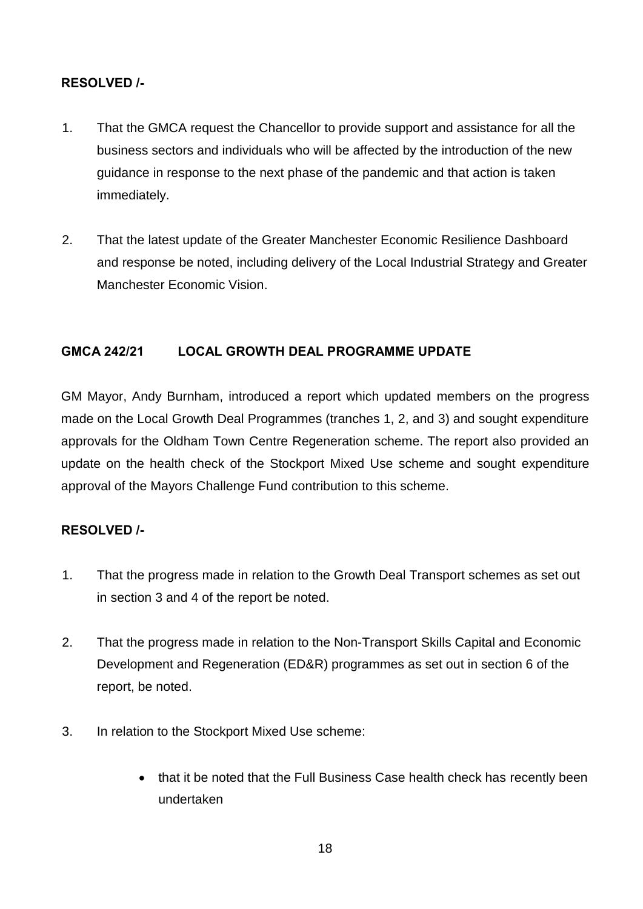**RESOLVED /-**

1. That the GMCA request the Chancellor to provide support and assistance for all the business sectors and individuals who will be affected by the introduction of the new guidance in response to the next phase of the pandemic and that action is taken immediately.

2. That the latest update of the Greater Manchester Economic Resilience Dashboard and response be noted, including delivery of the Local Industrial Strategy and Greater Manchester Economic Vision.

**GMCA 242/21 LOCAL GROWTH DEAL PROGRAMME UPDATE**

GM Mayor, Andy Burnham, introduced a report which updated members on the progress made on the Local Growth Deal Programmes (tranches 1, 2, and 3) and sought expenditure approvals for the Oldham Town Centre Regeneration scheme. The report also provided an update on the health check of the Stockport Mixed Use scheme and sought expenditure approval of the Mayors Challenge Fund contribution to this scheme.

**RESOLVED /-**

1. That the progress made in relation to the Growth Deal Transport schemes as set out in section 3 and 4 of the report be noted.

2. That the progress made in relation to the Non-Transport Skills Capital and Economic Development and Regeneration (ED&R) programmes as set out in section 6 of the report, be noted.

3. In relation to the Stockport Mixed Use scheme:

    - that it be noted that the Full Business Case health check has recently been undertaken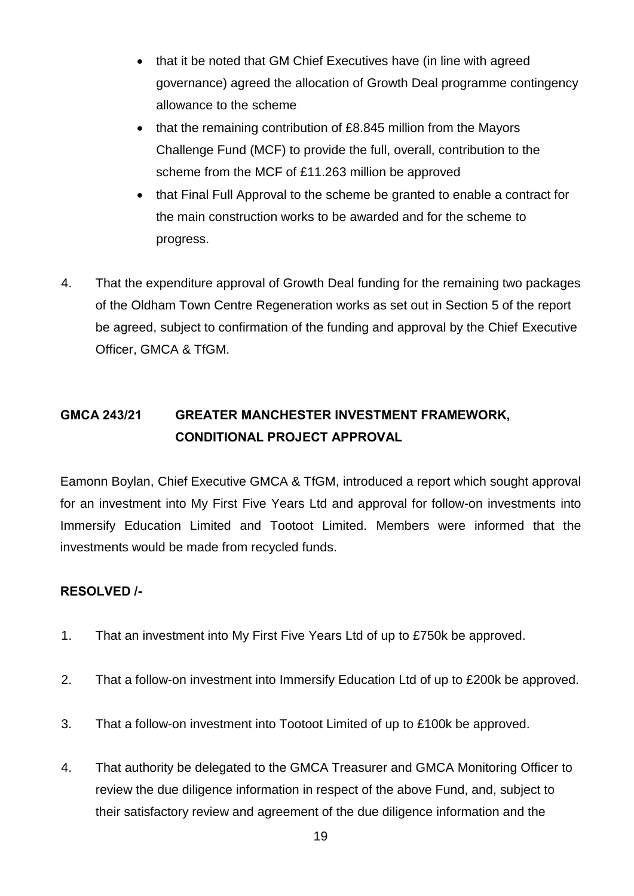- that it be noted that GM Chief Executives have (in line with agreed governance) agreed the allocation of Growth Deal programme contingency allowance to the scheme
- that the remaining contribution of £8.845 million from the Mayors Challenge Fund (MCF) to provide the full, overall, contribution to the scheme from the MCF of £11.263 million be approved
- that Final Full Approval to the scheme be granted to enable a contract for the main construction works to be awarded and for the scheme to progress.

4. That the expenditure approval of Growth Deal funding for the remaining two packages of the Oldham Town Centre Regeneration works as set out in Section 5 of the report be agreed, subject to confirmation of the funding and approval by the Chief Executive Officer, GMCA & TfGM.

**GMCA 243/21 GREATER MANCHESTER INVESTMENT FRAMEWORK, CONDITIONAL PROJECT APPROVAL**

Eamonn Boylan, Chief Executive GMCA & TfGM, introduced a report which sought approval for an investment into My First Five Years Ltd and approval for follow-on investments into Immersify Education Limited and Tootoot Limited. Members were informed that the investments would be made from recycled funds.

**RESOLVED /-**

1. That an investment into My First Five Years Ltd of up to £750k be approved.
2. That a follow-on investment into Immersify Education Ltd of up to £200k be approved.
3. That a follow-on investment into Tootoot Limited of up to £100k be approved.
4. That authority be delegated to the GMCA Treasurer and GMCA Monitoring Officer to review the due diligence information in respect of the above Fund, and, subject to their satisfactory review and agreement of the due diligence information and the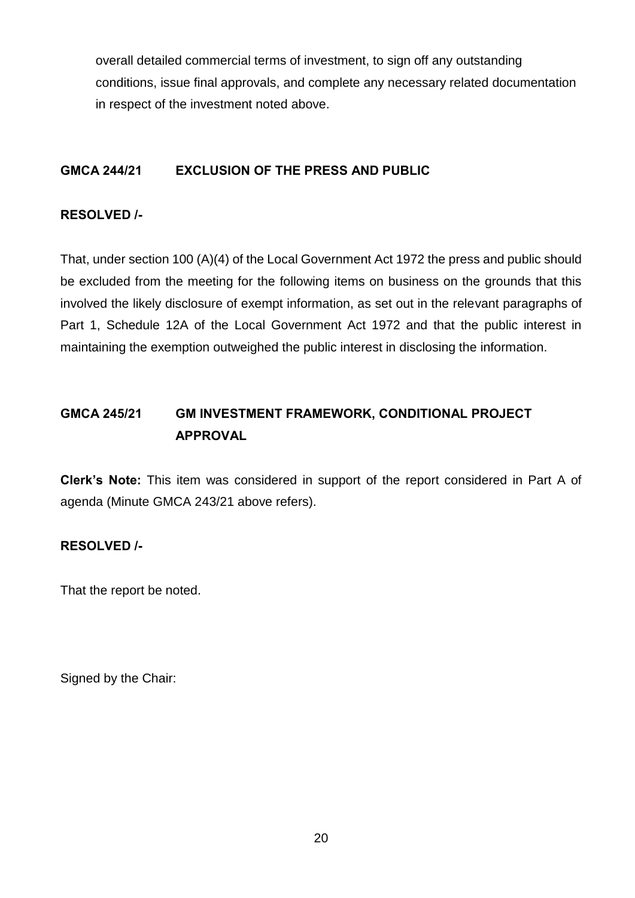overall detailed commercial terms of investment, to sign off any outstanding conditions, issue final approvals, and complete any necessary related documentation in respect of the investment noted above.

**GMCA 244/21 EXCLUSION OF THE PRESS AND PUBLIC**

**RESOLVED /-**

That, under section 100 (A)(4) of the Local Government Act 1972 the press and public should be excluded from the meeting for the following items on business on the grounds that this involved the likely disclosure of exempt information, as set out in the relevant paragraphs of Part 1, Schedule 12A of the Local Government Act 1972 and that the public interest in maintaining the exemption outweighed the public interest in disclosing the information.

**GMCA 245/21 GM INVESTMENT FRAMEWORK, CONDITIONAL PROJECT APPROVAL**

**Clerk's Note:** This item was considered in support of the report considered in Part A of agenda (Minute GMCA 243/21 above refers).

**RESOLVED /-**

That the report be noted.

Signed by the Chair: